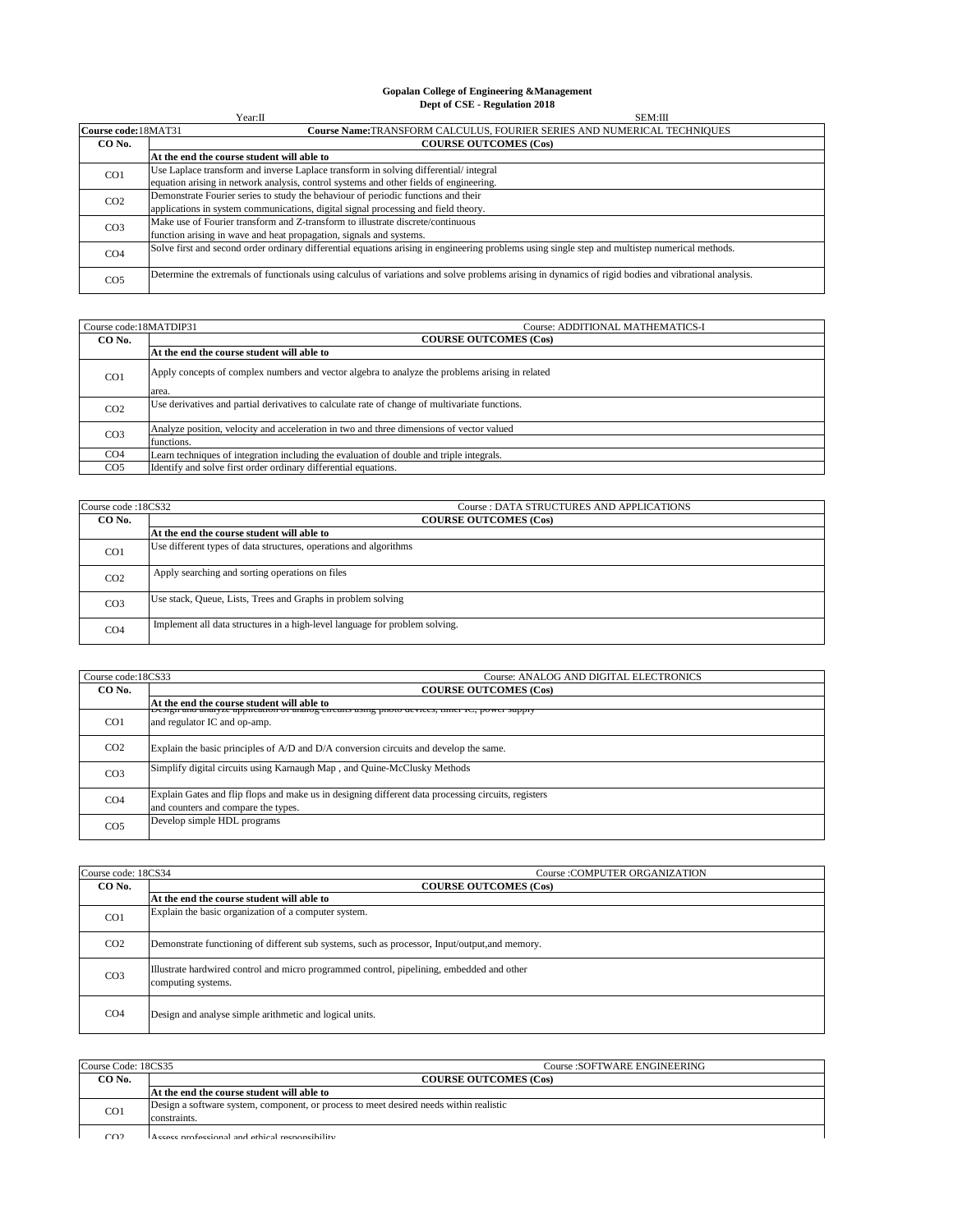**Gopalan College of Engineering &Management**
**Dept of CSE - Regulation 2018**

Year:II SEM:III

| Course code:18MAT31 | Course Name:TRANSFORM CALCULUS, FOURIER SERIES AND NUMERICAL TECHNIQUES |
|---|---|
| **CO No.** | **COURSE OUTCOMES (Cos)** |
| | **At the end the course student will able to** |
| CO1 | Use Laplace transform and inverse Laplace transform in solving differential/ integral equation arising in network analysis, control systems and other fields of engineering. |
| CO2 | Demonstrate Fourier series to study the behaviour of periodic functions and their applications in system communications, digital signal processing and field theory. |
| CO3 | Make use of Fourier transform and Z-transform to illustrate discrete/continuous function arising in wave and heat propagation, signals and systems. |
| CO4 | Solve first and second order ordinary differential equations arising in engineering problems using single step and multistep numerical methods. |
| CO5 | Determine the extremals of functionals using calculus of variations and solve problems arising in dynamics of rigid bodies and vibrational analysis. |

| Course code:18MATDIP31 | Course: ADDITIONAL MATHEMATICS-I |
|---|---|
| **CO No.** | **COURSE OUTCOMES (Cos)** |
| | **At the end the course student will able to** |
| CO1 | Apply concepts of complex numbers and vector algebra to analyze the problems arising in related area. |
| CO2 | Use derivatives and partial derivatives to calculate rate of change of multivariate functions. |
| CO3 | Analyze position, velocity and acceleration in two and three dimensions of vector valued functions. |
| CO4 | Learn techniques of integration including the evaluation of double and triple integrals. |
| CO5 | Identify and solve first order ordinary differential equations. |

| Course code :18CS32 | Course : DATA STRUCTURES AND APPLICATIONS |
|---|---|
| **CO No.** | **COURSE OUTCOMES (Cos)** |
| | **At the end the course student will able to** |
| CO1 | Use different types of data structures, operations and algorithms |
| CO2 | Apply searching and sorting operations on files |
| CO3 | Use stack, Queue, Lists, Trees and Graphs in problem solving |
| CO4 | Implement all data structures in a high-level language for problem solving. |

| Course code:18CS33 | Course: ANALOG AND DIGITAL ELECTRONICS |
|---|---|
| **CO No.** | **COURSE OUTCOMES (Cos)** |
| | **At the end the course student will able to** |
| CO1 | Design and analyze application of analog circuits using photo devices, timer IC, power supply and regulator IC and op-amp. |
| CO2 | Explain the basic principles of A/D and D/A conversion circuits and develop the same. |
| CO3 | Simplify digital circuits using Karnaugh Map , and Quine-McClusky Methods |
| CO4 | Explain Gates and flip flops and make us in designing different data processing circuits, registers and counters and compare the types. |
| CO5 | Develop simple HDL programs |

| Course code: 18CS34 | Course :COMPUTER ORGANIZATION |
|---|---|
| **CO No.** | **COURSE OUTCOMES (Cos)** |
| | **At the end the course student will able to** |
| CO1 | Explain the basic organization of a computer system. |
| CO2 | Demonstrate functioning of different sub systems, such as processor, Input/output,and memory. |
| CO3 | Illustrate hardwired control and micro programmed control, pipelining, embedded and other computing systems. |
| CO4 | Design and analyse simple arithmetic and logical units. |

| Course Code: 18CS35 | Course :SOFTWARE ENGINEERING |
|---|---|
| **CO No.** | **COURSE OUTCOMES (Cos)** |
| | **At the end the course student will able to** |
| CO1 | Design a software system, component, or process to meet desired needs within realistic constraints. |
| CO2 | Assess professional and ethical responsibility |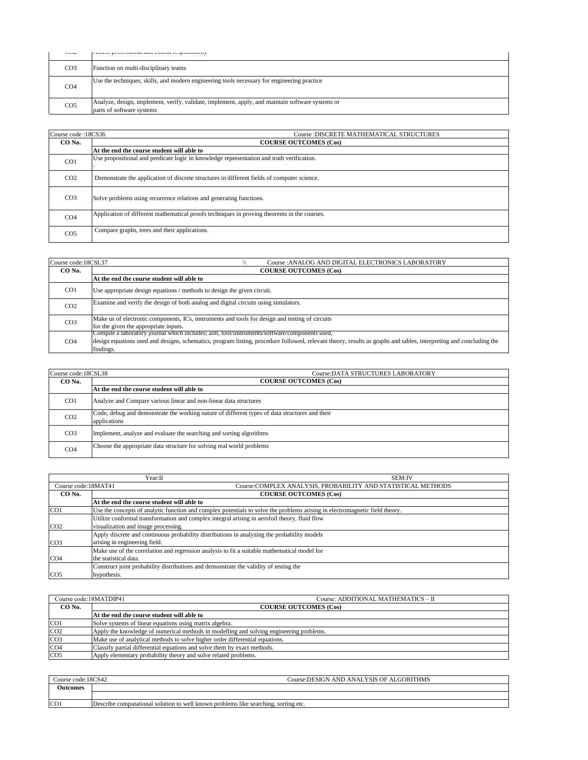| CO2 | Assess professional and ethical responsibility |
| --- | --- |
| CO3 | Function on multi-disciplinary teams |
| CO4 | Use the techniques, skills, and modern engineering tools necessary for engineering practice |
| CO5 | Analyze, design, implement, verify, validate, implement, apply, and maintain software systems or parts of software systems |

| Course code :18CS36 | Course :DISCRETE MATHEMATICAL STRUCTURES |
| --- | --- |
| **CO No.** | **COURSE OUTCOMES (Cos)** |
| | **At the end the course student will able to** |
| CO1 | Use propositional and predicate logic in knowledge representation and truth verification. . |
| CO2 | Demonstrate the application of discrete structures in different fields of computer science. |
| CO3 | Solve problems using recurrence relations and generating functions. |
| CO4 | Application of different mathematical proofs techniques in proving theorems in the courses. |
| CO5 | Compare graphs, trees and their applications. |

| Course code:18CSL37 | \\ Course :ANALOG AND DIGITAL ELECTRONICS LABORATORY |
| --- | --- |
| **CO No.** | **COURSE OUTCOMES (Cos)** |
| | **At the end the course student will able to** |
| CO1 | Use appropriate design equations / methods to design the given circuit. |
| CO2 | Examine and verify the design of both analog and digital circuits using simulators. . |
| CO3 | Make us of electronic components, ICs, instruments and tools for design and testing of circuits for the given the appropriate inputs. |
| CO4 | Compile a laboratory journal which includes; aim, tool/instruments/software/components used, design equations used and designs, schematics, program listing, procedure followed, relevant theory, results as graphs and tables, interpreting and concluding the findings. |

| Course code:18CSL38 | Course:DATA STRUCTURES LABORATORY |
| --- | --- |
| **CO No.** | **COURSE OUTCOMES (Cos)** |
| | **At the end the course student will able to** |
| CO1 | Analyze and Compare various linear and non-linear data structures |
| CO2 | Code, debug and demonstrate the working nature of different types of data structures and their applications |
| CO3 | Implement, analyze and evaluate the searching and sorting algorithms |
| CO4 | Choose the appropriate data structure for solving real world problems |

| Year:II | SEM:IV |
| --- | --- |
| Course code:18MAT41 | Course:COMPLEX ANALYSIS, PROBABILITY AND STATISTICAL METHODS |
| **CO No.** | **COURSE OUTCOMES (Cos)** |
| | **At the end the course student will able to** |
| CO1 | Use the concepts of analytic function and complex potentials to solve the problems arising in electromagnetic field theory. |
| CO2 | Utilize conformal transformation and complex integral arising in aerofoil theory, fluid flow visualization and image processing. |
| CO3 | Apply discrete and continuous probability distributions in analyzing the probability models arising in engineering field. |
| CO4 | Make use of the correlation and regression analysis to fit a suitable mathematical model for the statistical data. |
| CO5 | Construct joint probability distributions and demonstrate the validity of testing the hypothesis. |

| Course code:18MATDIP41 | Course: ADDITIONAL MATHEMATICS – II |
| --- | --- |
| **CO No.** | **COURSE OUTCOMES (Cos)** |
| | **At the end the course student will able to** |
| CO1 | Solve systems of linear equations using matrix algebra. |
| CO2 | Apply the knowledge of numerical methods in modelling and solving engineering problems. |
| CO3 | Make use of analytical methods to solve higher order differential equations. |
| CO4 | Classify partial differential equations and solve them by exact methods. |
| CO5 | Apply elementary probability theory and solve related problems. |

| Course code:18CS42 | Course:DESIGN AND ANALYSIS OF ALGORITHMS |
| --- | --- |
| **Outcomes** | |
| | |
| CO1 | Describe computational solution to well known problems like searching, sorting etc. |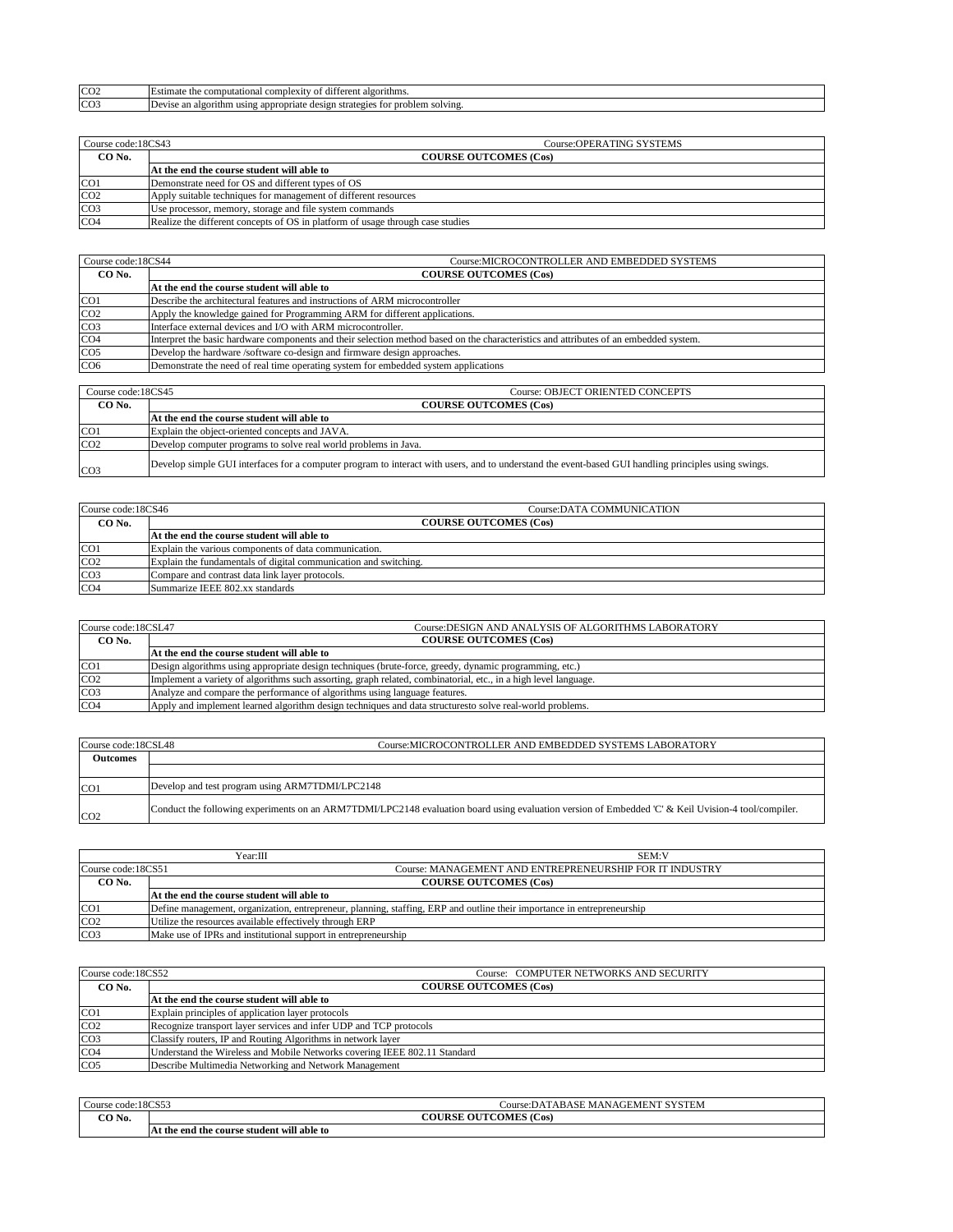| | |
|---|---|
| CO2 | Estimate the computational complexity of different algorithms. |
| CO3 | Devise an algorithm using appropriate design strategies for problem solving. |

| Course code:18CS43 | Course:OPERATING SYSTEMS |
|---|---|
| **CO No.** | **COURSE OUTCOMES (Cos)** |
| | **At the end the course student will able to** |
| CO1 | Demonstrate need for OS and different types of OS |
| CO2 | Apply suitable techniques for management of different resources |
| CO3 | Use processor, memory, storage and file system commands |
| CO4 | Realize the different concepts of OS in platform of usage through case studies |

| Course code:18CS44 | Course:MICROCONTROLLER AND EMBEDDED SYSTEMS |
|---|---|
| **CO No.** | **COURSE OUTCOMES (Cos)** |
| | **At the end the course student will able to** |
| CO1 | Describe the architectural features and instructions of ARM microcontroller |
| CO2 | Apply the knowledge gained for Programming ARM for different applications. |
| CO3 | Interface external devices and I/O with ARM microcontroller. |
| CO4 | Interpret the basic hardware components and their selection method based on the characteristics and attributes of an embedded system. |
| CO5 | Develop the hardware /software co-design and firmware design approaches. |
| CO6 | Demonstrate the need of real time operating system for embedded system applications |

| Course code:18CS45 | Course: OBJECT ORIENTED CONCEPTS |
|---|---|
| **CO No.** | **COURSE OUTCOMES (Cos)** |
| | **At the end the course student will able to** |
| CO1 | Explain the object-oriented concepts and JAVA. |
| CO2 | Develop computer programs to solve real world problems in Java. |
| CO3 | Develop simple GUI interfaces for a computer program to interact with users, and to understand the event-based GUI handling principles using swings. |

| Course code:18CS46 | Course:DATA COMMUNICATION |
|---|---|
| **CO No.** | **COURSE OUTCOMES (Cos)** |
| | **At the end the course student will able to** |
| CO1 | Explain the various components of data communication. |
| CO2 | Explain the fundamentals of digital communication and switching. |
| CO3 | Compare and contrast data link layer protocols. |
| CO4 | Summarize IEEE 802.xx standards |

| Course code:18CSL47 | Course:DESIGN AND ANALYSIS OF ALGORITHMS LABORATORY |
|---|---|
| **CO No.** | **COURSE OUTCOMES (Cos)** |
| | **At the end the course student will able to** |
| CO1 | Design algorithms using appropriate design techniques (brute-force, greedy, dynamic programming, etc.) |
| CO2 | Implement a variety of algorithms such assorting, graph related, combinatorial, etc., in a high level language. |
| CO3 | Analyze and compare the performance of algorithms using language features. |
| CO4 | Apply and implement learned algorithm design techniques and data structuresto solve real-world problems. |

| Course code:18CSL48 | Course:MICROCONTROLLER AND EMBEDDED SYSTEMS LABORATORY |
|---|---|
| **Outcomes** | |
| | |
| CO1 | Develop and test program using ARM7TDMI/LPC2148 |
| CO2 | Conduct the following experiments on an ARM7TDMI/LPC2148 evaluation board using evaluation version of Embedded 'C' & Keil Uvision-4 tool/compiler. |

| Year:III | SEM:V |
|---|---|
| Course code:18CS51 | Course: MANAGEMENT AND ENTREPRENEURSHIP FOR IT INDUSTRY |
| **CO No.** | **COURSE OUTCOMES (Cos)** |
| | **At the end the course student will able to** |
| CO1 | Define management, organization, entrepreneur, planning, staffing, ERP and outline their importance in entrepreneurship |
| CO2 | Utilize the resources available effectively through ERP |
| CO3 | Make use of IPRs and institutional support in entrepreneurship |

| Course code:18CS52 | Course: COMPUTER NETWORKS AND SECURITY |
|---|---|
| **CO No.** | **COURSE OUTCOMES (Cos)** |
| | **At the end the course student will able to** |
| CO1 | Explain principles of application layer protocols |
| CO2 | Recognize transport layer services and infer UDP and TCP protocols |
| CO3 | Classify routers, IP and Routing Algorithms in network layer |
| CO4 | Understand the Wireless and Mobile Networks covering IEEE 802.11 Standard |
| CO5 | Describe Multimedia Networking and Network Management |

| Course code:18CS53 | Course:DATABASE MANAGEMENT SYSTEM |
|---|---|
| **CO No.** | **COURSE OUTCOMES (Cos)** |
| | **At the end the course student will able to** |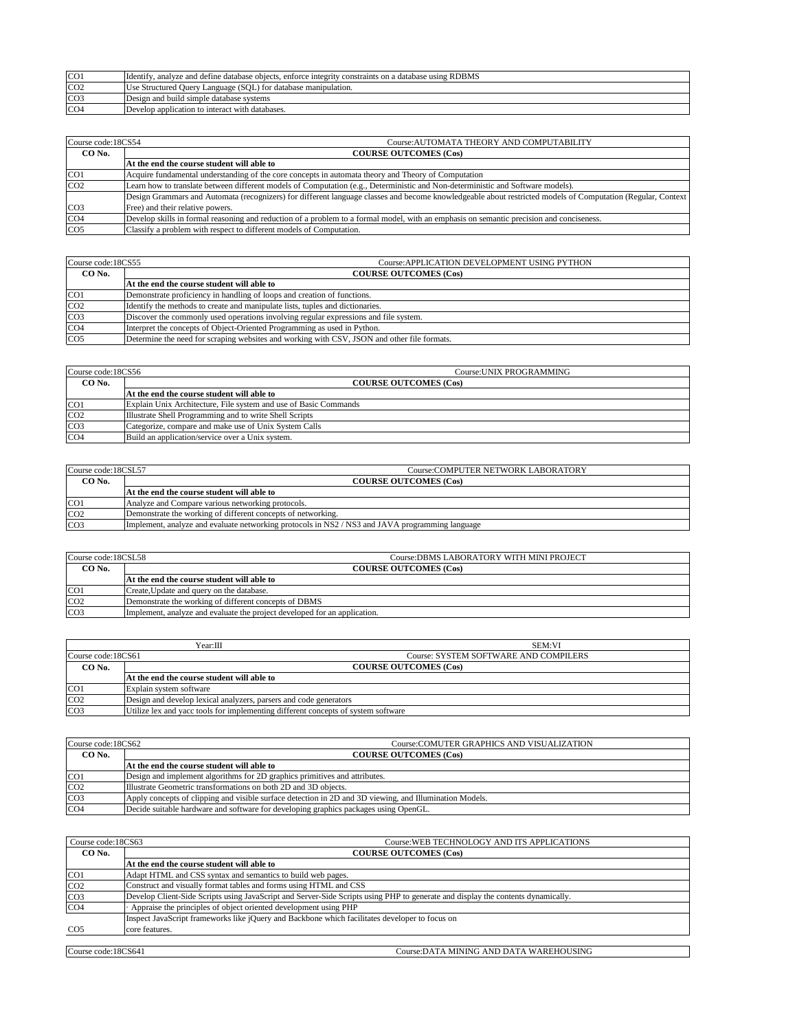| | |
|---|---|
| CO1 | Identify, analyze and define database objects, enforce integrity constraints on a database using RDBMS |
| CO2 | Use Structured Query Language (SQL) for database manipulation. |
| CO3 | Design and build simple database systems |
| CO4 | Develop application to interact with databases. |

| Course code:18CS54 | Course:AUTOMATA THEORY AND COMPUTABILITY |
|---|---|
| **CO No.** | **COURSE OUTCOMES (Cos)** |
| | **At the end the course student will able to** |
| CO1 | Acquire fundamental understanding of the core concepts in automata theory and Theory of Computation |
| CO2 | Learn how to translate between different models of Computation (e.g., Deterministic and Non-deterministic and Software models). |
| CO3 | Design Grammars and Automata (recognizers) for different language classes and become knowledgeable about restricted models of Computation (Regular, Context Free) and their relative powers. |
| CO4 | Develop skills in formal reasoning and reduction of a problem to a formal model, with an emphasis on semantic precision and conciseness. |
| CO5 | Classify a problem with respect to different models of Computation. |

| Course code:18CS55 | Course:APPLICATION DEVELOPMENT USING PYTHON |
|---|---|
| **CO No.** | **COURSE OUTCOMES (Cos)** |
| | **At the end the course student will able to** |
| CO1 | Demonstrate proficiency in handling of loops and creation of functions. |
| CO2 | Identify the methods to create and manipulate lists, tuples and dictionaries. |
| CO3 | Discover the commonly used operations involving regular expressions and file system. |
| CO4 | Interpret the concepts of Object-Oriented Programming as used in Python. |
| CO5 | Determine the need for scraping websites and working with CSV, JSON and other file formats. |

| Course code:18CS56 | Course:UNIX PROGRAMMING |
|---|---|
| **CO No.** | **COURSE OUTCOMES (Cos)** |
| | **At the end the course student will able to** |
| CO1 | Explain Unix Architecture, File system and use of Basic Commands |
| CO2 | Illustrate Shell Programming and to write Shell Scripts |
| CO3 | Categorize, compare and make use of Unix System Calls |
| CO4 | Build an application/service over a Unix system. |

| Course code:18CSL57 | Course:COMPUTER NETWORK LABORATORY |
|---|---|
| **CO No.** | **COURSE OUTCOMES (Cos)** |
| | **At the end the course student will able to** |
| CO1 | Analyze and Compare various networking protocols. |
| CO2 | Demonstrate the working of different concepts of networking. |
| CO3 | Implement, analyze and evaluate networking protocols in NS2 / NS3 and JAVA programming language |

| Course code:18CSL58 | Course:DBMS LABORATORY WITH MINI PROJECT |
|---|---|
| **CO No.** | **COURSE OUTCOMES (Cos)** |
| | **At the end the course student will able to** |
| CO1 | Create,Update and query on the database. |
| CO2 | Demonstrate the working of different concepts of DBMS |
| CO3 | Implement, analyze and evaluate the project developed for an application. |

| Year:III | SEM:VI |
|---|---|
| Course code:18CS61 | Course: SYSTEM SOFTWARE AND COMPILERS |
| **CO No.** | **COURSE OUTCOMES (Cos)** |
| | **At the end the course student will able to** |
| CO1 | Explain system software |
| CO2 | Design and develop lexical analyzers, parsers and code generators |
| CO3 | Utilize lex and yacc tools for implementing different concepts of system software |

| Course code:18CS62 | Course:COMUTER GRAPHICS AND VISUALIZATION |
|---|---|
| **CO No.** | **COURSE OUTCOMES (Cos)** |
| | **At the end the course student will able to** |
| CO1 | Design and implement algorithms for 2D graphics primitives and attributes. |
| CO2 | Illustrate Geometric transformations on both 2D and 3D objects. |
| CO3 | Apply concepts of clipping and visible surface detection in 2D and 3D viewing, and Illumination Models. |
| CO4 | Decide suitable hardware and software for developing graphics packages using OpenGL. |

| Course code:18CS63 | Course:WEB TECHNOLOGY AND ITS APPLICATIONS |
|---|---|
| **CO No.** | **COURSE OUTCOMES (Cos)** |
| | **At the end the course student will able to** |
| CO1 | Adapt HTML and CSS syntax and semantics to build web pages. |
| CO2 | Construct and visually format tables and forms using HTML and CSS |
| CO3 | Develop Client-Side Scripts using JavaScript and Server-Side Scripts using PHP to generate and display the contents dynamically. |
| CO4 | · Appraise the principles of object oriented development using PHP |
| CO5 | Inspect JavaScript frameworks like jQuery and Backbone which facilitates developer to focus on core features. |

| Course code:18CS641 | Course:DATA MINING AND DATA WAREHOUSING |
|---|---|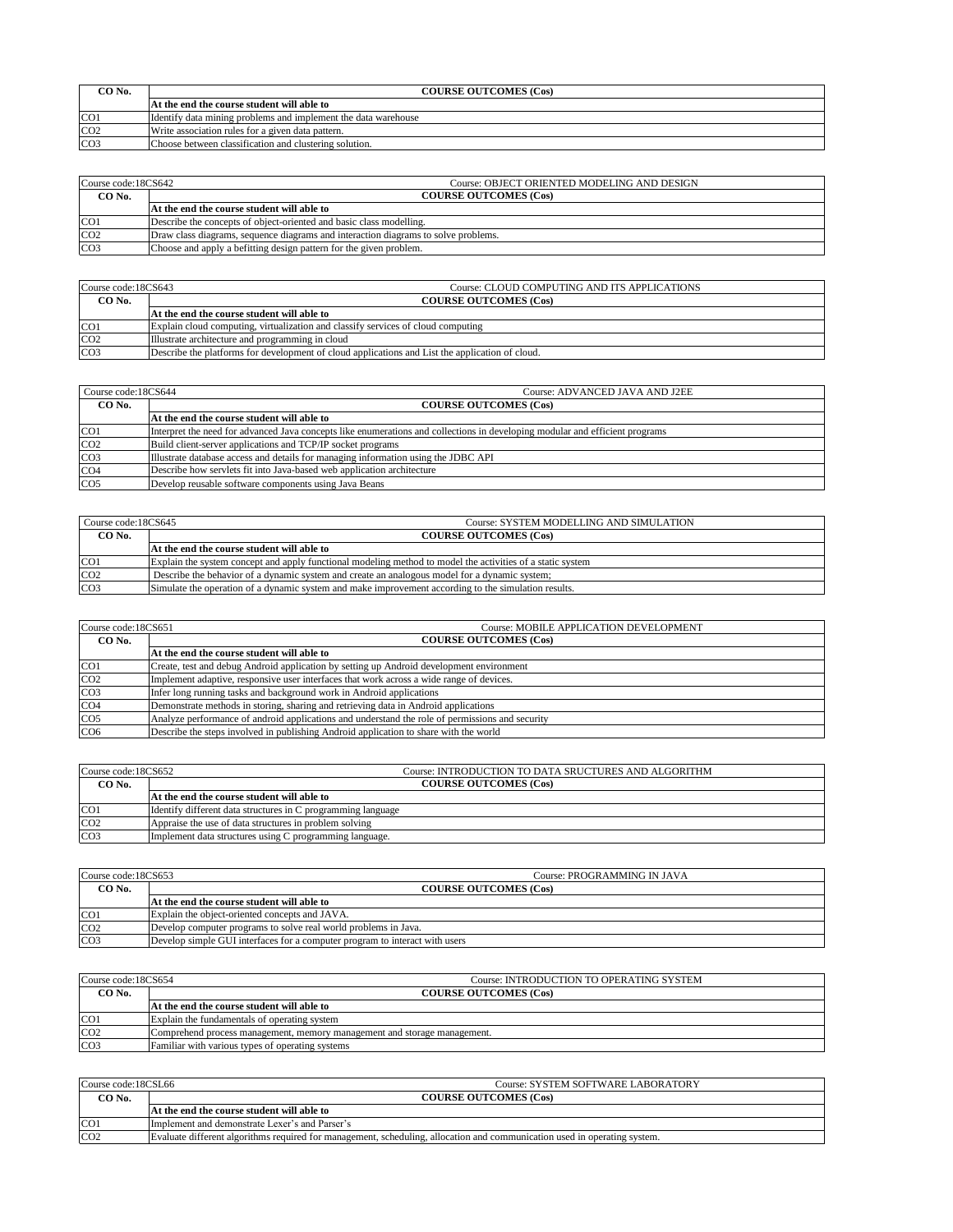| CO No. | COURSE OUTCOMES (Cos) |
|---|---|
| | **At the end the course student will able to** |
| CO1 | Identify data mining problems and implement the data warehouse |
| CO2 | Write association rules for a given data pattern. |
| CO3 | Choose between classification and clustering solution. |

| Course code:18CS642 | Course: OBJECT ORIENTED MODELING AND DESIGN |
|---|---|
| **CO No.** | **COURSE OUTCOMES (Cos)** |
| | **At the end the course student will able to** |
| CO1 | Describe the concepts of object-oriented and basic class modelling. |
| CO2 | Draw class diagrams, sequence diagrams and interaction diagrams to solve problems. |
| CO3 | Choose and apply a befitting design pattern for the given problem. |

| Course code:18CS643 | Course: CLOUD COMPUTING AND ITS APPLICATIONS |
|---|---|
| **CO No.** | **COURSE OUTCOMES (Cos)** |
| | **At the end the course student will able to** |
| CO1 | Explain cloud computing, virtualization and classify services of cloud computing |
| CO2 | Illustrate architecture and programming in cloud |
| CO3 | Describe the platforms for development of cloud applications and List the application of cloud. |

| Course code:18CS644 | Course: ADVANCED JAVA AND J2EE |
|---|---|
| **CO No.** | **COURSE OUTCOMES (Cos)** |
| | **At the end the course student will able to** |
| CO1 | Interpret the need for advanced Java concepts like enumerations and collections in developing modular and efficient programs |
| CO2 | Build client-server applications and TCP/IP socket programs |
| CO3 | Illustrate database access and details for managing information using the JDBC API |
| CO4 | Describe how servlets fit into Java-based web application architecture |
| CO5 | Develop reusable software components using Java Beans |

| Course code:18CS645 | Course: SYSTEM MODELLING AND SIMULATION |
|---|---|
| **CO No.** | **COURSE OUTCOMES (Cos)** |
| | **At the end the course student will able to** |
| CO1 | Explain the system concept and apply functional modeling method to model the activities of a static system |
| CO2 | Describe the behavior of a dynamic system and create an analogous model for a dynamic system; |
| CO3 | Simulate the operation of a dynamic system and make improvement according to the simulation results. |

| Course code:18CS651 | Course: MOBILE APPLICATION DEVELOPMENT |
|---|---|
| **CO No.** | **COURSE OUTCOMES (Cos)** |
| | **At the end the course student will able to** |
| CO1 | Create, test and debug Android application by setting up Android development environment |
| CO2 | Implement adaptive, responsive user interfaces that work across a wide range of devices. |
| CO3 | Infer long running tasks and background work in Android applications |
| CO4 | Demonstrate methods in storing, sharing and retrieving data in Android applications |
| CO5 | Analyze performance of android applications and understand the role of permissions and security |
| CO6 | Describe the steps involved in publishing Android application to share with the world |

| Course code:18CS652 | Course: INTRODUCTION TO DATA SRUCTURES AND ALGORITHM |
|---|---|
| **CO No.** | **COURSE OUTCOMES (Cos)** |
| | **At the end the course student will able to** |
| CO1 | Identify different data structures in C programming language |
| CO2 | Appraise the use of data structures in problem solving |
| CO3 | Implement data structures using C programming language. |

| Course code:18CS653 | Course: PROGRAMMING IN JAVA |
|---|---|
| **CO No.** | **COURSE OUTCOMES (Cos)** |
| | **At the end the course student will able to** |
| CO1 | Explain the object-oriented concepts and JAVA. |
| CO2 | Develop computer programs to solve real world problems in Java. |
| CO3 | Develop simple GUI interfaces for a computer program to interact with users |

| Course code:18CS654 | Course: INTRODUCTION TO OPERATING SYSTEM |
|---|---|
| **CO No.** | **COURSE OUTCOMES (Cos)** |
| | **At the end the course student will able to** |
| CO1 | Explain the fundamentals of operating system |
| CO2 | Comprehend process management, memory management and storage management. |
| CO3 | Familiar with various types of operating systems |

| Course code:18CSL66 | Course: SYSTEM SOFTWARE LABORATORY |
|---|---|
| **CO No.** | **COURSE OUTCOMES (Cos)** |
| | **At the end the course student will able to** |
| CO1 | Implement and demonstrate Lexer's and Parser's |
| CO2 | Evaluate different algorithms required for management, scheduling, allocation and communication used in operating system. |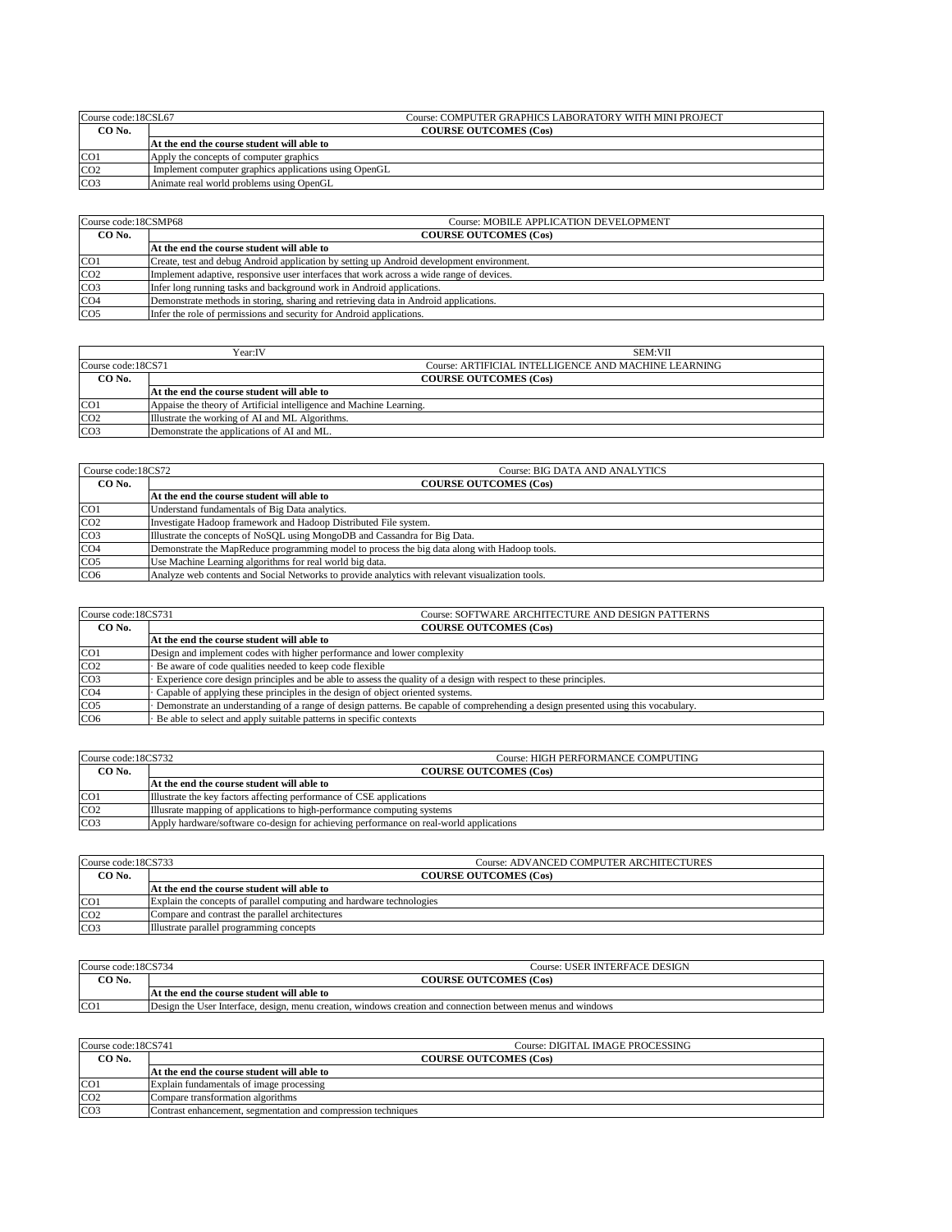| Course code:18CSL67 | Course: COMPUTER GRAPHICS LABORATORY WITH MINI PROJECT |
|---|---|
| **CO No.** | **COURSE OUTCOMES (Cos)** |
| | **At the end the course student will able to** |
| CO1 | Apply the concepts of computer graphics |
| CO2 | Implement computer graphics applications using OpenGL |
| CO3 | Animate real world problems using OpenGL |

| Course code:18CSMP68 | Course: MOBILE APPLICATION DEVELOPMENT |
|---|---|
| **CO No.** | **COURSE OUTCOMES (Cos)** |
| | **At the end the course student will able to** |
| CO1 | Create, test and debug Android application by setting up Android development environment. |
| CO2 | Implement adaptive, responsive user interfaces that work across a wide range of devices. |
| CO3 | Infer long running tasks and background work in Android applications. |
| CO4 | Demonstrate methods in storing, sharing and retrieving data in Android applications. |
| CO5 | Infer the role of permissions and security for Android applications. |

| Year:IV | SEM:VII |
|---|---|
| Course code:18CS71 | Course: ARTIFICIAL INTELLIGENCE AND MACHINE LEARNING |
| **CO No.** | **COURSE OUTCOMES (Cos)** |
| | **At the end the course student will able to** |
| CO1 | Appaise the theory of Artificial intelligence and Machine Learning. |
| CO2 | Illustrate the working of AI and ML Algorithms. |
| CO3 | Demonstrate the applications of AI and ML. |

| Course code:18CS72 | Course: BIG DATA AND ANALYTICS |
|---|---|
| **CO No.** | **COURSE OUTCOMES (Cos)** |
| | **At the end the course student will able to** |
| CO1 | Understand fundamentals of Big Data analytics. |
| CO2 | Investigate Hadoop framework and Hadoop Distributed File system. |
| CO3 | Illustrate the concepts of NoSQL using MongoDB and Cassandra for Big Data. |
| CO4 | Demonstrate the MapReduce programming model to process the big data along with Hadoop tools. |
| CO5 | Use Machine Learning algorithms for real world big data. |
| CO6 | Analyze web contents and Social Networks to provide analytics with relevant visualization tools. |

| Course code:18CS731 | Course: SOFTWARE ARCHITECTURE AND DESIGN PATTERNS |
|---|---|
| **CO No.** | **COURSE OUTCOMES (Cos)** |
| | **At the end the course student will able to** |
| CO1 | Design and implement codes with higher performance and lower complexity |
| CO2 | · Be aware of code qualities needed to keep code flexible |
| CO3 | · Experience core design principles and be able to assess the quality of a design with respect to these principles. |
| CO4 | · Capable of applying these principles in the design of object oriented systems. |
| CO5 | · Demonstrate an understanding of a range of design patterns. Be capable of comprehending a design presented using this vocabulary. |
| CO6 | · Be able to select and apply suitable patterns in specific contexts |

| Course code:18CS732 | Course: HIGH PERFORMANCE COMPUTING |
|---|---|
| **CO No.** | **COURSE OUTCOMES (Cos)** |
| | **At the end the course student will able to** |
| CO1 | Illustrate the key factors affecting performance of CSE applications |
| CO2 | Illusrate mapping of applications to high-performance computing systems |
| CO3 | Apply hardware/software co-design for achieving performance on real-world applications |

| Course code:18CS733 | Course: ADVANCED COMPUTER ARCHITECTURES |
|---|---|
| **CO No.** | **COURSE OUTCOMES (Cos)** |
| | **At the end the course student will able to** |
| CO1 | Explain the concepts of parallel computing and hardware technologies |
| CO2 | Compare and contrast the parallel architectures |
| CO3 | Illustrate parallel programming concepts |

| Course code:18CS734 | Course: USER INTERFACE DESIGN |
|---|---|
| **CO No.** | **COURSE OUTCOMES (Cos)** |
| | **At the end the course student will able to** |
| CO1 | Design the User Interface, design, menu creation, windows creation and connection between menus and windows |

| Course code:18CS741 | Course: DIGITAL IMAGE PROCESSING |
|---|---|
| **CO No.** | **COURSE OUTCOMES (Cos)** |
| | **At the end the course student will able to** |
| CO1 | Explain fundamentals of image processing |
| CO2 | Compare transformation algorithms |
| CO3 | Contrast enhancement, segmentation and compression techniques |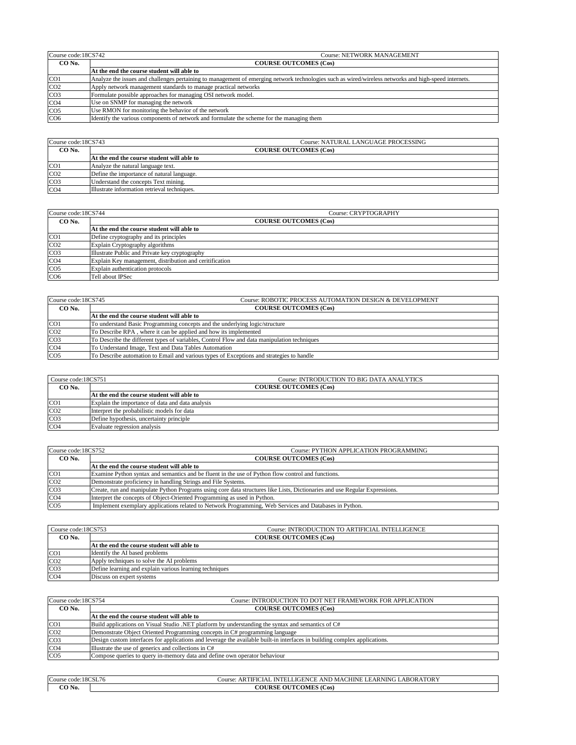| Course code:18CS742 | Course: NETWORK MANAGEMENT |
|---|---|
| **CO No.** | **COURSE OUTCOMES (Cos)** |
| | **At the end the course student will able to** |
| CO1 | Analyze the issues and challenges pertaining to management of emerging network technologies such as wired/wireless networks and high-speed internets. |
| CO2 | Apply network management standards to manage practical networks |
| CO3 | Formulate possible approaches for managing OSI network model. |
| CO4 | Use on SNMP for managing the network |
| CO5 | Use RMON for monitoring the behavior of the network |
| CO6 | Identify the various components of network and formulate the scheme for the managing them |

| Course code:18CS743 | Course: NATURAL LANGUAGE PROCESSING |
|---|---|
| **CO No.** | **COURSE OUTCOMES (Cos)** |
| | **At the end the course student will able to** |
| CO1 | Analyze the natural language text. |
| CO2 | Define the importance of natural language. |
| CO3 | Understand the concepts Text mining. |
| CO4 | Illustrate information retrieval techniques. |

| Course code:18CS744 | Course: CRYPTOGRAPHY |
|---|---|
| **CO No.** | **COURSE OUTCOMES (Cos)** |
| | **At the end the course student will able to** |
| CO1 | Define cryptography and its principles |
| CO2 | Explain Cryptography algorithms |
| CO3 | Illustrate Public and Private key cryptography |
| CO4 | Explain Key management, distribution and ceritification |
| CO5 | Explain authentication protocols |
| CO6 | Tell about IPSec |

| Course code:18CS745 | Course: ROBOTIC PROCESS AUTOMATION DESIGN & DEVELOPMENT |
|---|---|
| **CO No.** | **COURSE OUTCOMES (Cos)** |
| | **At the end the course student will able to** |
| CO1 | To understand Basic Programming concepts and the underlying logic/structure |
| CO2 | To Describe RPA , where it can be applied and how its implemented |
| CO3 | To Describe the different types of variables, Control Flow and data manipulation techniques |
| CO4 | To Understand Image, Text and Data Tables Automation |
| CO5 | To Describe automation to Email and various types of Exceptions and strategies to handle |

| Course code:18CS751 | Course: INTRODUCTION TO BIG DATA ANALYTICS |
|---|---|
| **CO No.** | **COURSE OUTCOMES (Cos)** |
| | **At the end the course student will able to** |
| CO1 | Explain the importance of data and data analysis |
| CO2 | Interpret the probabilistic models for data |
| CO3 | Define hypothesis, uncertainty principle |
| CO4 | Evaluate regression analysis |

| Course code:18CS752 | Course: PYTHON APPLICATION PROGRAMMING |
|---|---|
| **CO No.** | **COURSE OUTCOMES (Cos)** |
| | **At the end the course student will able to** |
| CO1 | Examine Python syntax and semantics and be fluent in the use of Python flow control and functions. |
| CO2 | Demonstrate proficiency in handling Strings and File Systems. |
| CO3 | Create, run and manipulate Python Programs using core data structures like Lists, Dictionaries and use Regular Expressions. |
| CO4 | Interpret the concepts of Object-Oriented Programming as used in Python. |
| CO5 | Implement exemplary applications related to Network Programming, Web Services and Databases in Python. |

| Course code:18CS753 | Course: INTRODUCTION TO ARTIFICIAL INTELLIGENCE |
|---|---|
| **CO No.** | **COURSE OUTCOMES (Cos)** |
| | **At the end the course student will able to** |
| CO1 | Identify the AI based problems |
| CO2 | Apply techniques to solve the AI problems |
| CO3 | Define learning and explain various learning techniques |
| CO4 | Discuss on expert systems |

| Course code:18CS754 | Course: INTRODUCTION TO DOT NET FRAMEWORK FOR APPLICATION |
|---|---|
| **CO No.** | **COURSE OUTCOMES (Cos)** |
| | **At the end the course student will able to** |
| CO1 | Build applications on Visual Studio .NET platform by understanding the syntax and semantics of C# |
| CO2 | Demonstrate Object Oriented Programming concepts in C# programming language |
| CO3 | Design custom interfaces for applications and leverage the available built-in interfaces in building complex applications. |
| CO4 | Illustrate the use of generics and collections in C# |
| CO5 | Compose queries to query in-memory data and define own operator behaviour |

| Course code:18CSL76 | Course: ARTIFICIAL INTELLIGENCE AND MACHINE LEARNING LABORATORY |
|---|---|
| **CO No.** | **COURSE OUTCOMES (Cos)** |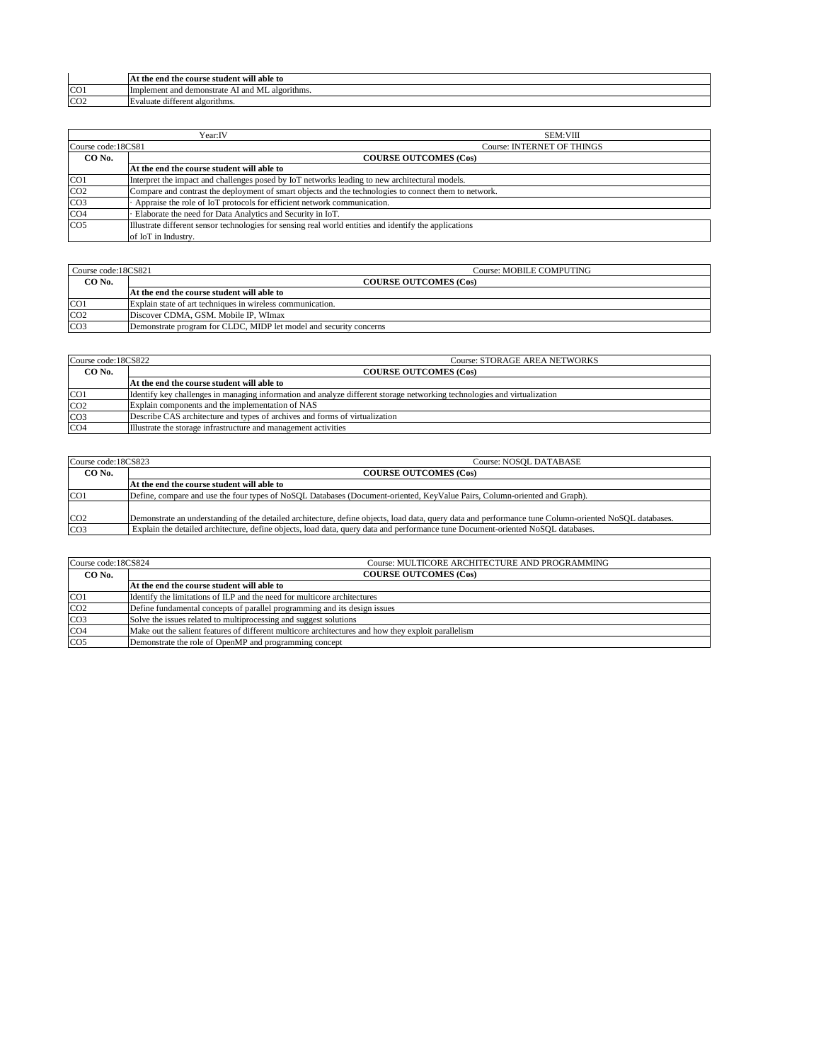| | At the end the course student will able to |
|---|---|
| CO1 | Implement and demonstrate AI and ML algorithms. |
| CO2 | Evaluate different algorithms. |

| Year:IV | SEM:VIII |
|---|---|
| Course code:18CS81 | Course: INTERNET OF THINGS |
| **CO No.** | **COURSE OUTCOMES (Cos)** |
| | **At the end the course student will able to** |
| CO1 | Interpret the impact and challenges posed by IoT networks leading to new architectural models. |
| CO2 | Compare and contrast the deployment of smart objects and the technologies to connect them to network. |
| CO3 | · Appraise the role of IoT protocols for efficient network communication. |
| CO4 | · Elaborate the need for Data Analytics and Security in IoT. |
| CO5 | Illustrate different sensor technologies for sensing real world entities and identify the applications of IoT in Industry. |

| Course code:18CS821 | Course: MOBILE COMPUTING |
|---|---|
| **CO No.** | **COURSE OUTCOMES (Cos)** |
| | **At the end the course student will able to** |
| CO1 | Explain state of art techniques in wireless communication. |
| CO2 | Discover CDMA, GSM. Mobile IP, WImax |
| CO3 | Demonstrate program for CLDC, MIDP let model and security concerns |

| Course code:18CS822 | Course: STORAGE AREA NETWORKS |
|---|---|
| **CO No.** | **COURSE OUTCOMES (Cos)** |
| | **At the end the course student will able to** |
| CO1 | Identify key challenges in managing information and analyze different storage networking technologies and virtualization |
| CO2 | Explain components and the implementation of NAS |
| CO3 | Describe CAS architecture and types of archives and forms of virtualization |
| CO4 | Illustrate the storage infrastructure and management activities |

| Course code:18CS823 | Course: NOSQL DATABASE |
|---|---|
| **CO No.** | **COURSE OUTCOMES (Cos)** |
| | **At the end the course student will able to** |
| CO1 | Define, compare and use the four types of NoSQL Databases (Document-oriented, KeyValue Pairs, Column-oriented and Graph). |
| CO2 | Demonstrate an understanding of the detailed architecture, define objects, load data, query data and performance tune Column-oriented NoSQL databases. |
| CO3 | Explain the detailed architecture, define objects, load data, query data and performance tune Document-oriented NoSQL databases. |

| Course code:18CS824 | Course: MULTICORE ARCHITECTURE AND PROGRAMMING |
|---|---|
| **CO No.** | **COURSE OUTCOMES (Cos)** |
| | **At the end the course student will able to** |
| CO1 | Identify the limitations of ILP and the need for multicore architectures |
| CO2 | Define fundamental concepts of parallel programming and its design issues |
| CO3 | Solve the issues related to multiprocessing and suggest solutions |
| CO4 | Make out the salient features of different multicore architectures and how they exploit parallelism |
| CO5 | Demonstrate the role of OpenMP and programming concept |